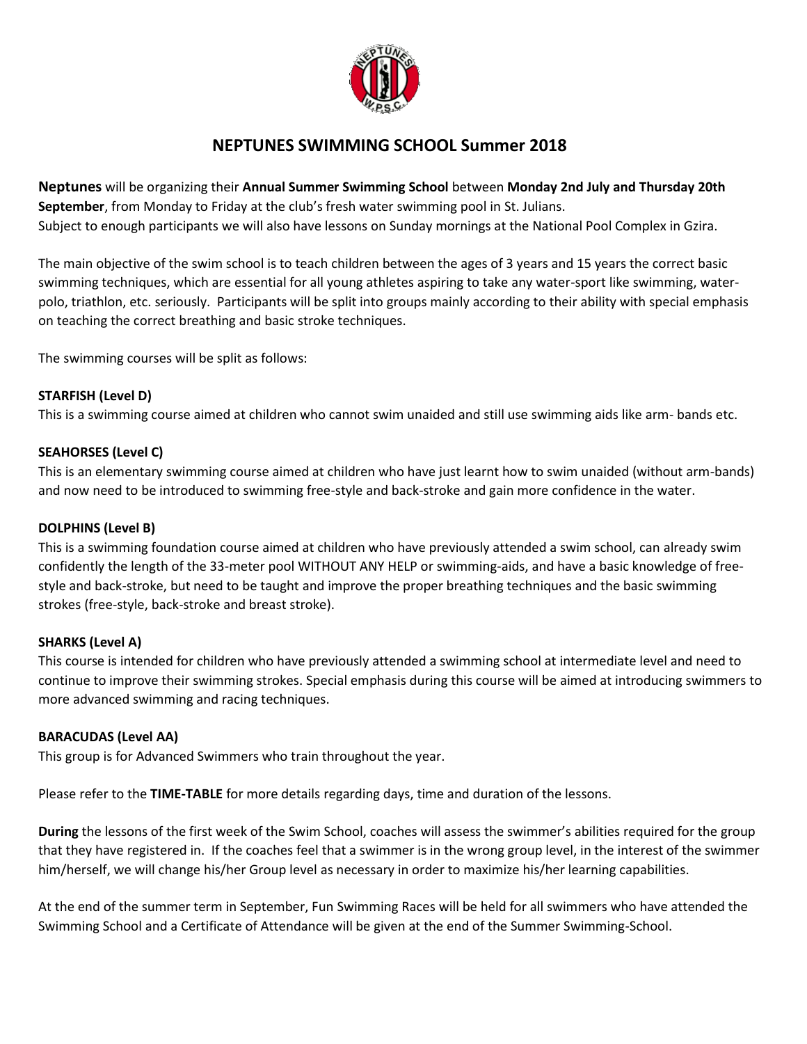# NEPTUNES SWIMMING SCHOOL Summer 2018

**Neptunes** will be organizing their **Annual Summer Swimming School** between **Monday 2nd July and Thursday 20th September**, from Monday to Friday at the club's fresh water swimming pool in St. Julians.
Subject to enough participants we will also have lessons on Sunday mornings at the National Pool Complex in Gzira.

The main objective of the swim school is to teach children between the ages of 3 years and 15 years the correct basic swimming techniques, which are essential for all young athletes aspiring to take any water-sport like swimming, water-polo, triathlon, etc. seriously. Participants will be split into groups mainly according to their ability with special emphasis on teaching the correct breathing and basic stroke techniques.

The swimming courses will be split as follows:

**STARFISH (Level D)**
This is a swimming course aimed at children who cannot swim unaided and still use swimming aids like arm- bands etc.

**SEAHORSES (Level C)**
This is an elementary swimming course aimed at children who have just learnt how to swim unaided (without arm-bands) and now need to be introduced to swimming free-style and back-stroke and gain more confidence in the water.

**DOLPHINS (Level B)**
This is a swimming foundation course aimed at children who have previously attended a swim school, can already swim confidently the length of the 33-meter pool WITHOUT ANY HELP or swimming-aids, and have a basic knowledge of free-style and back-stroke, but need to be taught and improve the proper breathing techniques and the basic swimming strokes (free-style, back-stroke and breast stroke).

**SHARKS (Level A)**
This course is intended for children who have previously attended a swimming school at intermediate level and need to continue to improve their swimming strokes. Special emphasis during this course will be aimed at introducing swimmers to more advanced swimming and racing techniques.

**BARACUDAS (Level AA)**
This group is for Advanced Swimmers who train throughout the year.

Please refer to the **TIME-TABLE** for more details regarding days, time and duration of the lessons.

**During** the lessons of the first week of the Swim School, coaches will assess the swimmer's abilities required for the group that they have registered in. If the coaches feel that a swimmer is in the wrong group level, in the interest of the swimmer him/herself, we will change his/her Group level as necessary in order to maximize his/her learning capabilities.

At the end of the summer term in September, Fun Swimming Races will be held for all swimmers who have attended the Swimming School and a Certificate of Attendance will be given at the end of the Summer Swimming-School.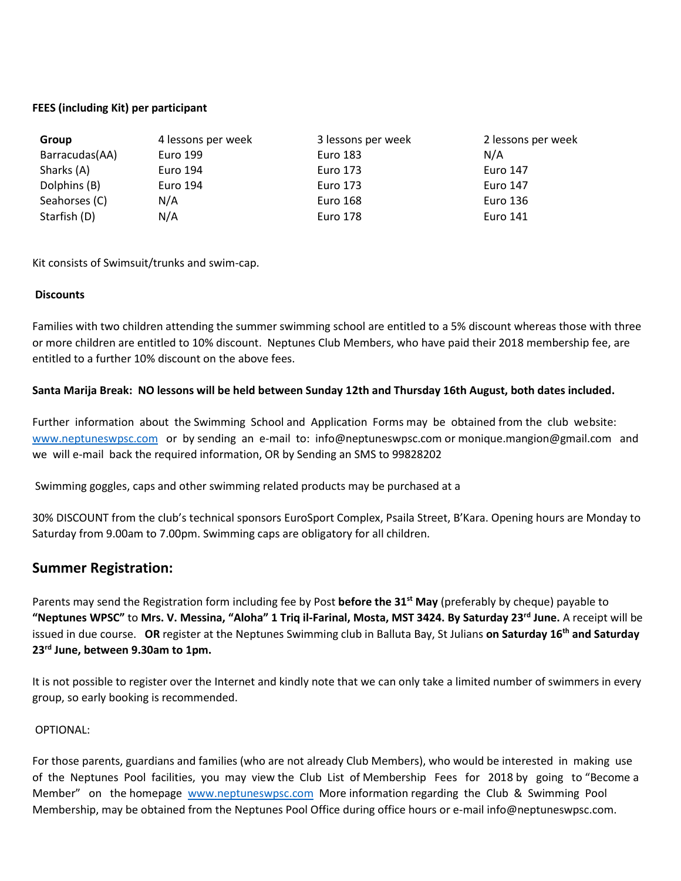**FEES (including Kit) per participant**

| Group | 4 lessons per week | 3 lessons per week | 2 lessons per week |
|---|---|---|---|
| Barracudas(AA) | Euro 199 | Euro 183 | N/A |
| Sharks (A) | Euro 194 | Euro 173 | Euro 147 |
| Dolphins (B) | Euro 194 | Euro 173 | Euro 147 |
| Seahorses (C) | N/A | Euro 168 | Euro 136 |
| Starfish (D) | N/A | Euro 178 | Euro 141 |

Kit consists of Swimsuit/trunks and swim-cap.

**Discounts**

Families with two children attending the summer swimming school are entitled to a 5% discount whereas those with three or more children are entitled to 10% discount. Neptunes Club Members, who have paid their 2018 membership fee, are entitled to a further 10% discount on the above fees.

**Santa Marija Break: NO lessons will be held between Sunday 12th and Thursday 16th August, both dates included.**

Further information about the Swimming School and Application Forms may be obtained from the club website: www.neptuneswpsc.com or by sending an e-mail to: info@neptuneswpsc.com or monique.mangion@gmail.com and we will e-mail back the required information, OR by Sending an SMS to 99828202

Swimming goggles, caps and other swimming related products may be purchased at a

30% DISCOUNT from the club's technical sponsors EuroSport Complex, Psaila Street, B'Kara. Opening hours are Monday to Saturday from 9.00am to 7.00pm. Swimming caps are obligatory for all children.

## Summer Registration:

Parents may send the Registration form including fee by Post **before the 31st May** (preferably by cheque) payable to **"Neptunes WPSC"** to **Mrs. V. Messina, "Aloha" 1 Triq il-Farinal, Mosta, MST 3424. By Saturday 23rd June.** A receipt will be issued in due course. **OR** register at the Neptunes Swimming club in Balluta Bay, St Julians **on Saturday 16th and Saturday 23rd June, between 9.30am to 1pm.**

It is not possible to register over the Internet and kindly note that we can only take a limited number of swimmers in every group, so early booking is recommended.

OPTIONAL:

For those parents, guardians and families (who are not already Club Members), who would be interested in making use of the Neptunes Pool facilities, you may view the Club List of Membership Fees for 2018 by going to "Become a Member" on the homepage www.neptuneswpsc.com More information regarding the Club & Swimming Pool Membership, may be obtained from the Neptunes Pool Office during office hours or e-mail info@neptuneswpsc.com.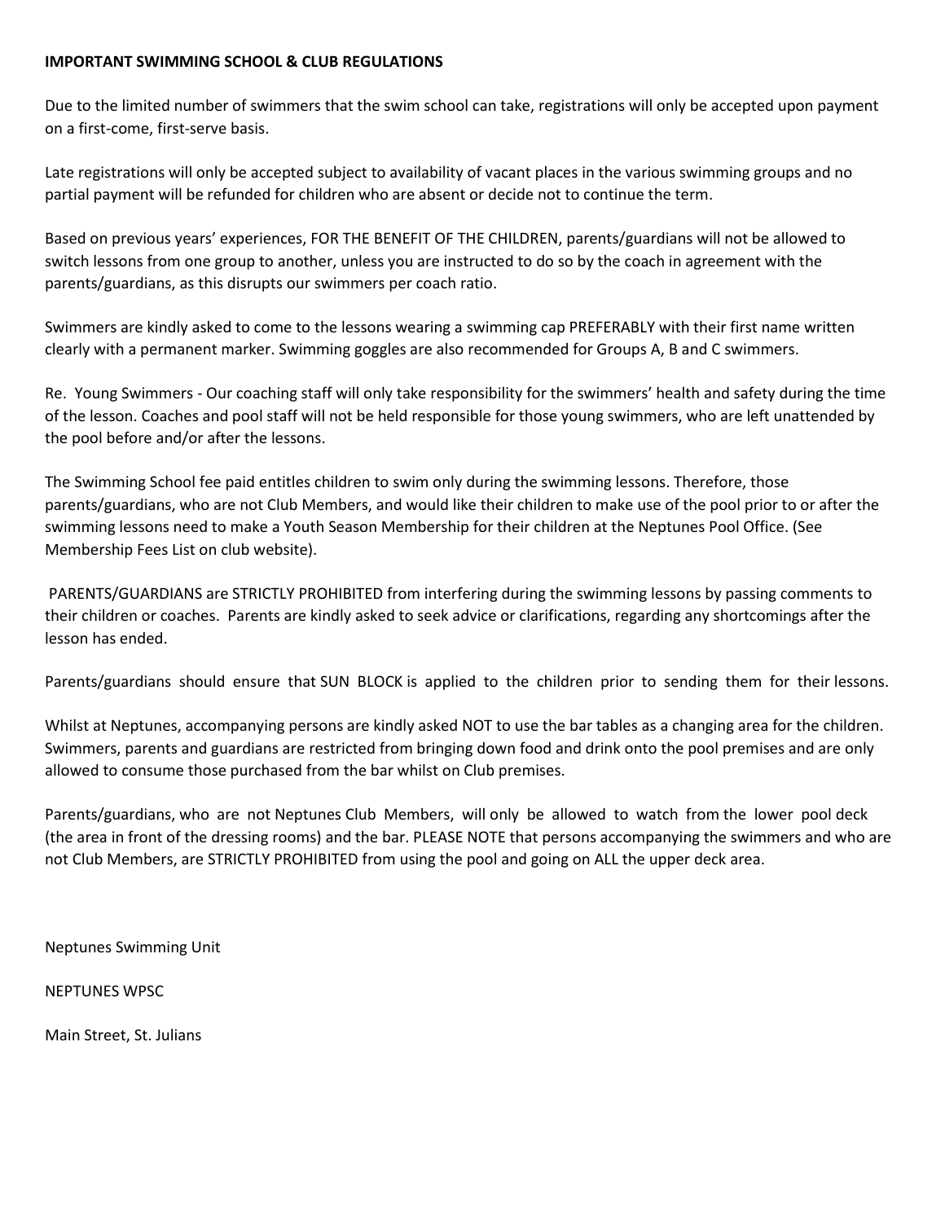**IMPORTANT SWIMMING SCHOOL & CLUB REGULATIONS**

Due to the limited number of swimmers that the swim school can take, registrations will only be accepted upon payment on a first-come, first-serve basis.

Late registrations will only be accepted subject to availability of vacant places in the various swimming groups and no partial payment will be refunded for children who are absent or decide not to continue the term.

Based on previous years' experiences, FOR THE BENEFIT OF THE CHILDREN, parents/guardians will not be allowed to switch lessons from one group to another, unless you are instructed to do so by the coach in agreement with the parents/guardians, as this disrupts our swimmers per coach ratio.

Swimmers are kindly asked to come to the lessons wearing a swimming cap PREFERABLY with their first name written clearly with a permanent marker. Swimming goggles are also recommended for Groups A, B and C swimmers.

Re. Young Swimmers - Our coaching staff will only take responsibility for the swimmers' health and safety during the time of the lesson. Coaches and pool staff will not be held responsible for those young swimmers, who are left unattended by the pool before and/or after the lessons.

The Swimming School fee paid entitles children to swim only during the swimming lessons. Therefore, those parents/guardians, who are not Club Members, and would like their children to make use of the pool prior to or after the swimming lessons need to make a Youth Season Membership for their children at the Neptunes Pool Office. (See Membership Fees List on club website).

PARENTS/GUARDIANS are STRICTLY PROHIBITED from interfering during the swimming lessons by passing comments to their children or coaches. Parents are kindly asked to seek advice or clarifications, regarding any shortcomings after the lesson has ended.

Parents/guardians should ensure that SUN BLOCK is applied to the children prior to sending them for their lessons.

Whilst at Neptunes, accompanying persons are kindly asked NOT to use the bar tables as a changing area for the children. Swimmers, parents and guardians are restricted from bringing down food and drink onto the pool premises and are only allowed to consume those purchased from the bar whilst on Club premises.

Parents/guardians, who are not Neptunes Club Members, will only be allowed to watch from the lower pool deck (the area in front of the dressing rooms) and the bar. PLEASE NOTE that persons accompanying the swimmers and who are not Club Members, are STRICTLY PROHIBITED from using the pool and going on ALL the upper deck area.

Neptunes Swimming Unit

NEPTUNES WPSC

Main Street, St. Julians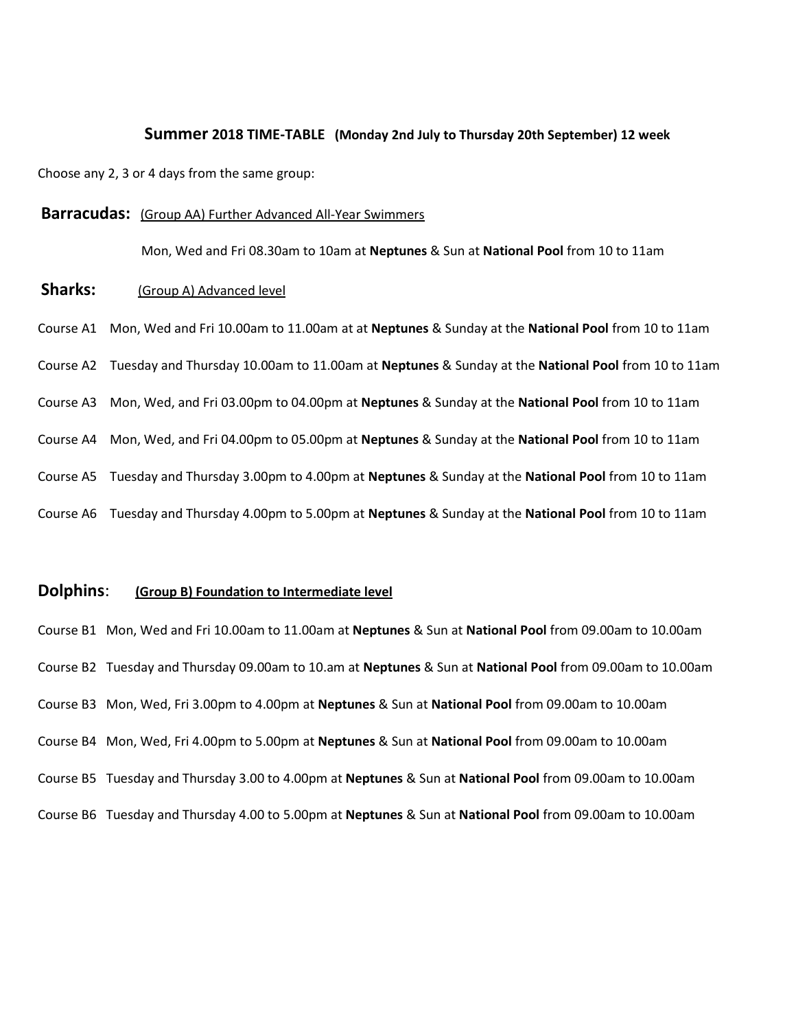**Summer 2018 TIME-TABLE (Monday 2nd July to Thursday 20th September) 12 week**

Choose any 2, 3 or 4 days from the same group:

**Barracudas:** (Group AA) Further Advanced All-Year Swimmers

Mon, Wed and Fri 08.30am to 10am at **Neptunes** & Sun at **National Pool** from 10 to 11am

**Sharks:** (Group A) Advanced level

Course A1 Mon, Wed and Fri 10.00am to 11.00am at at **Neptunes** & Sunday at the **National Pool** from 10 to 11am

Course A2 Tuesday and Thursday 10.00am to 11.00am at **Neptunes** & Sunday at the **National Pool** from 10 to 11am

Course A3 Mon, Wed, and Fri 03.00pm to 04.00pm at **Neptunes** & Sunday at the **National Pool** from 10 to 11am

Course A4 Mon, Wed, and Fri 04.00pm to 05.00pm at **Neptunes** & Sunday at the **National Pool** from 10 to 11am

Course A5 Tuesday and Thursday 3.00pm to 4.00pm at **Neptunes** & Sunday at the **National Pool** from 10 to 11am

Course A6 Tuesday and Thursday 4.00pm to 5.00pm at **Neptunes** & Sunday at the **National Pool** from 10 to 11am

**Dolphins**: **(Group B) Foundation to Intermediate level**

Course B1 Mon, Wed and Fri 10.00am to 11.00am at **Neptunes** & Sun at **National Pool** from 09.00am to 10.00am

Course B2 Tuesday and Thursday 09.00am to 10.am at **Neptunes** & Sun at **National Pool** from 09.00am to 10.00am

Course B3 Mon, Wed, Fri 3.00pm to 4.00pm at **Neptunes** & Sun at **National Pool** from 09.00am to 10.00am

Course B4 Mon, Wed, Fri 4.00pm to 5.00pm at **Neptunes** & Sun at **National Pool** from 09.00am to 10.00am

Course B5 Tuesday and Thursday 3.00 to 4.00pm at **Neptunes** & Sun at **National Pool** from 09.00am to 10.00am

Course B6 Tuesday and Thursday 4.00 to 5.00pm at **Neptunes** & Sun at **National Pool** from 09.00am to 10.00am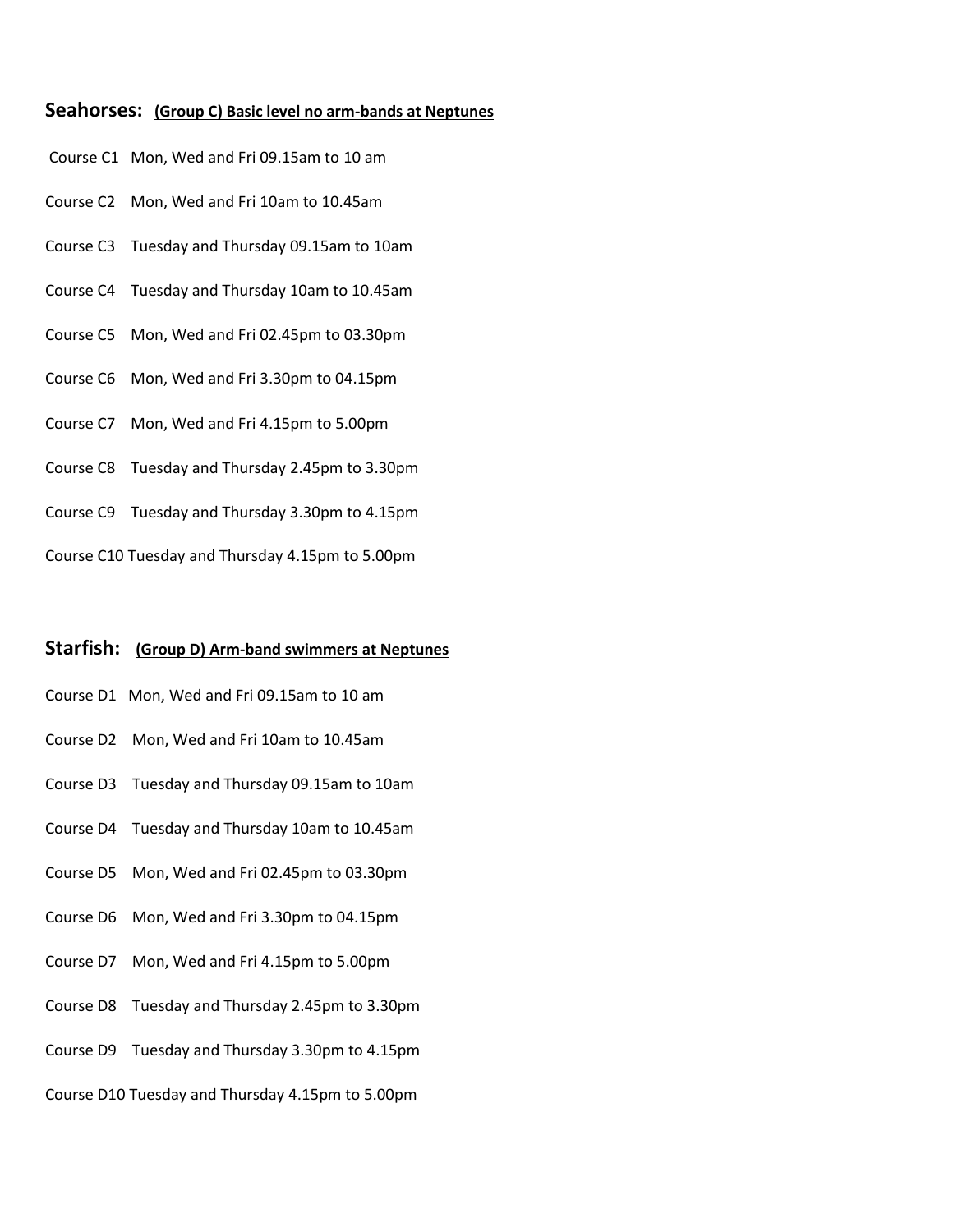## Seahorses: <u>**(Group C) Basic level no arm-bands at Neptunes**</u>

Course C1 Mon, Wed and Fri 09.15am to 10 am

Course C2 Mon, Wed and Fri 10am to 10.45am

Course C3 Tuesday and Thursday 09.15am to 10am

Course C4 Tuesday and Thursday 10am to 10.45am

Course C5 Mon, Wed and Fri 02.45pm to 03.30pm

Course C6 Mon, Wed and Fri 3.30pm to 04.15pm

Course C7 Mon, Wed and Fri 4.15pm to 5.00pm

Course C8 Tuesday and Thursday 2.45pm to 3.30pm

Course C9 Tuesday and Thursday 3.30pm to 4.15pm

Course C10 Tuesday and Thursday 4.15pm to 5.00pm

## Starfish: <u>**(Group D) Arm-band swimmers at Neptunes**</u>

Course D1 Mon, Wed and Fri 09.15am to 10 am

Course D2 Mon, Wed and Fri 10am to 10.45am

Course D3 Tuesday and Thursday 09.15am to 10am

Course D4 Tuesday and Thursday 10am to 10.45am

Course D5 Mon, Wed and Fri 02.45pm to 03.30pm

Course D6 Mon, Wed and Fri 3.30pm to 04.15pm

Course D7 Mon, Wed and Fri 4.15pm to 5.00pm

Course D8 Tuesday and Thursday 2.45pm to 3.30pm

Course D9 Tuesday and Thursday 3.30pm to 4.15pm

Course D10 Tuesday and Thursday 4.15pm to 5.00pm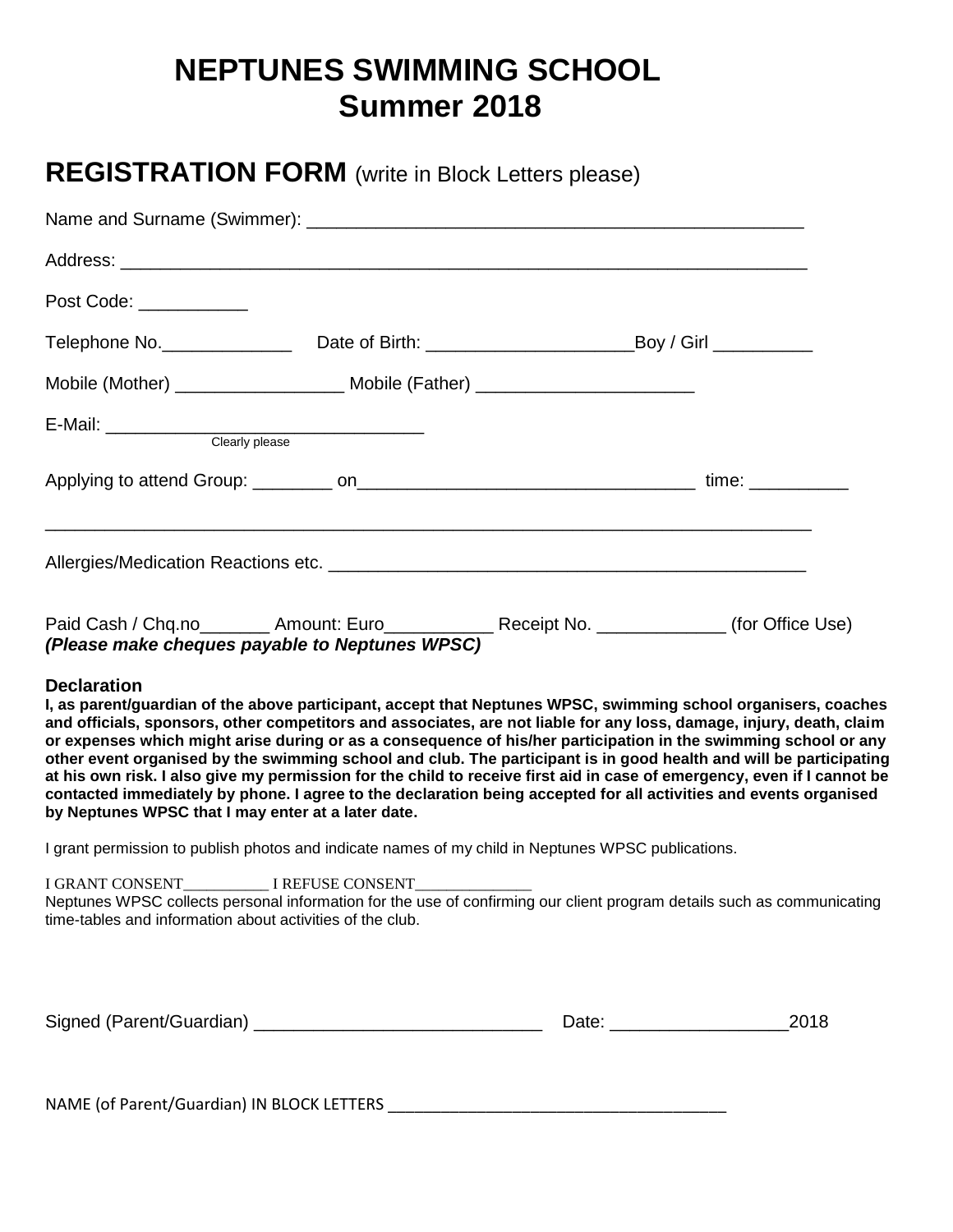# NEPTUNES SWIMMING SCHOOL
# Summer 2018

## REGISTRATION FORM (write in Block Letters please)

Name and Surname (Swimmer): _______________________________________________

Address: ___________________________________________________________________

Post Code: ___________

Telephone No.______________ Date of Birth: ____________________Boy / Girl __________

Mobile (Mother) _________________ Mobile (Father) ______________________

E-Mail: ______________________________
Clearly please

Applying to attend Group: ________ on________________________________ time: __________

_______________________________________________________________________________

Allergies/Medication Reactions etc. _______________________________________________

Paid Cash / Chq.no_______ Amount: Euro___________ Receipt No. _____________ (for Office Use)
***(Please make cheques payable to Neptunes WPSC)***

**Declaration**

**I, as parent/guardian of the above participant, accept that Neptunes WPSC, swimming school organisers, coaches and officials, sponsors, other competitors and associates, are not liable for any loss, damage, injury, death, claim or expenses which might arise during or as a consequence of his/her participation in the swimming school or any other event organised by the swimming school and club. The participant is in good health and will be participating at his own risk. I also give my permission for the child to receive first aid in case of emergency, even if I cannot be contacted immediately by phone. I agree to the declaration being accepted for all activities and events organised by Neptunes WPSC that I may enter at a later date.**

I grant permission to publish photos and indicate names of my child in Neptunes WPSC publications.

I GRANT CONSENT__________ I REFUSE CONSENT______________
Neptunes WPSC collects personal information for the use of confirming our client program details such as communicating time-tables and information about activities of the club.

Signed (Parent/Guardian) _____________________________ Date: _________________2018

NAME (of Parent/Guardian) IN BLOCK LETTERS ____________________________________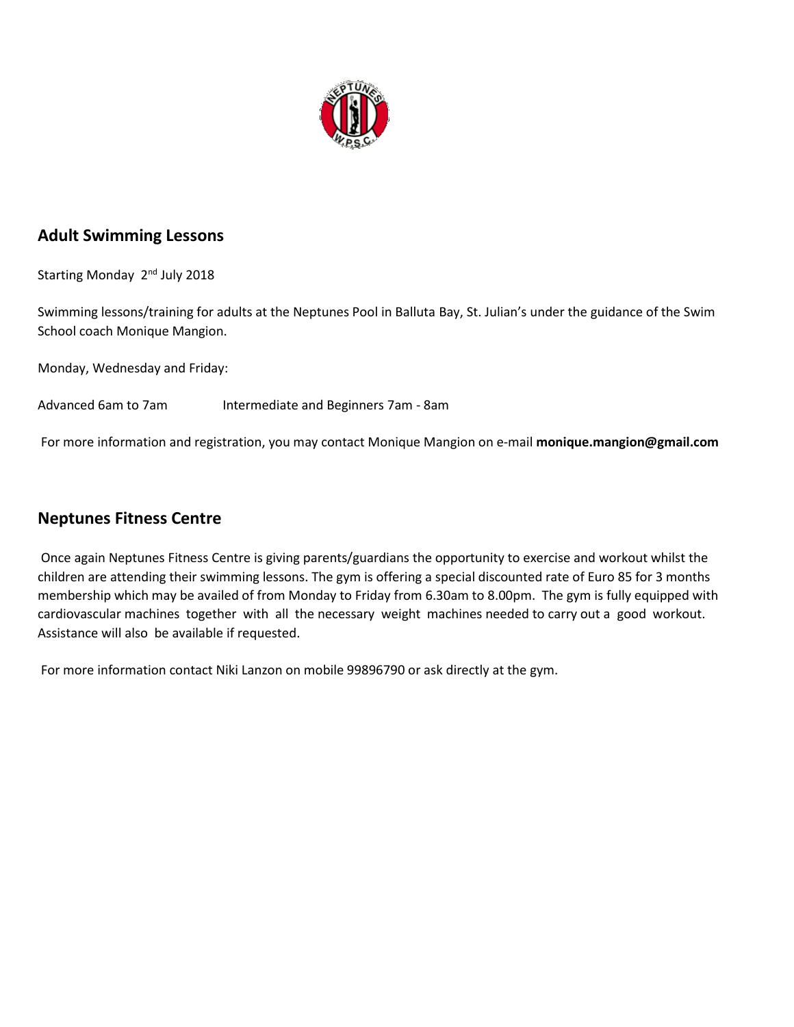## Adult Swimming Lessons

Starting Monday 2nd July 2018

Swimming lessons/training for adults at the Neptunes Pool in Balluta Bay, St. Julian's under the guidance of the Swim School coach Monique Mangion.

Monday, Wednesday and Friday:

Advanced 6am to 7am     Intermediate and Beginners 7am - 8am

For more information and registration, you may contact Monique Mangion on e-mail **monique.mangion@gmail.com**

## Neptunes Fitness Centre

Once again Neptunes Fitness Centre is giving parents/guardians the opportunity to exercise and workout whilst the children are attending their swimming lessons. The gym is offering a special discounted rate of Euro 85 for 3 months membership which may be availed of from Monday to Friday from 6.30am to 8.00pm. The gym is fully equipped with cardiovascular machines together with all the necessary weight machines needed to carry out a good workout. Assistance will also be available if requested.

For more information contact Niki Lanzon on mobile 99896790 or ask directly at the gym.